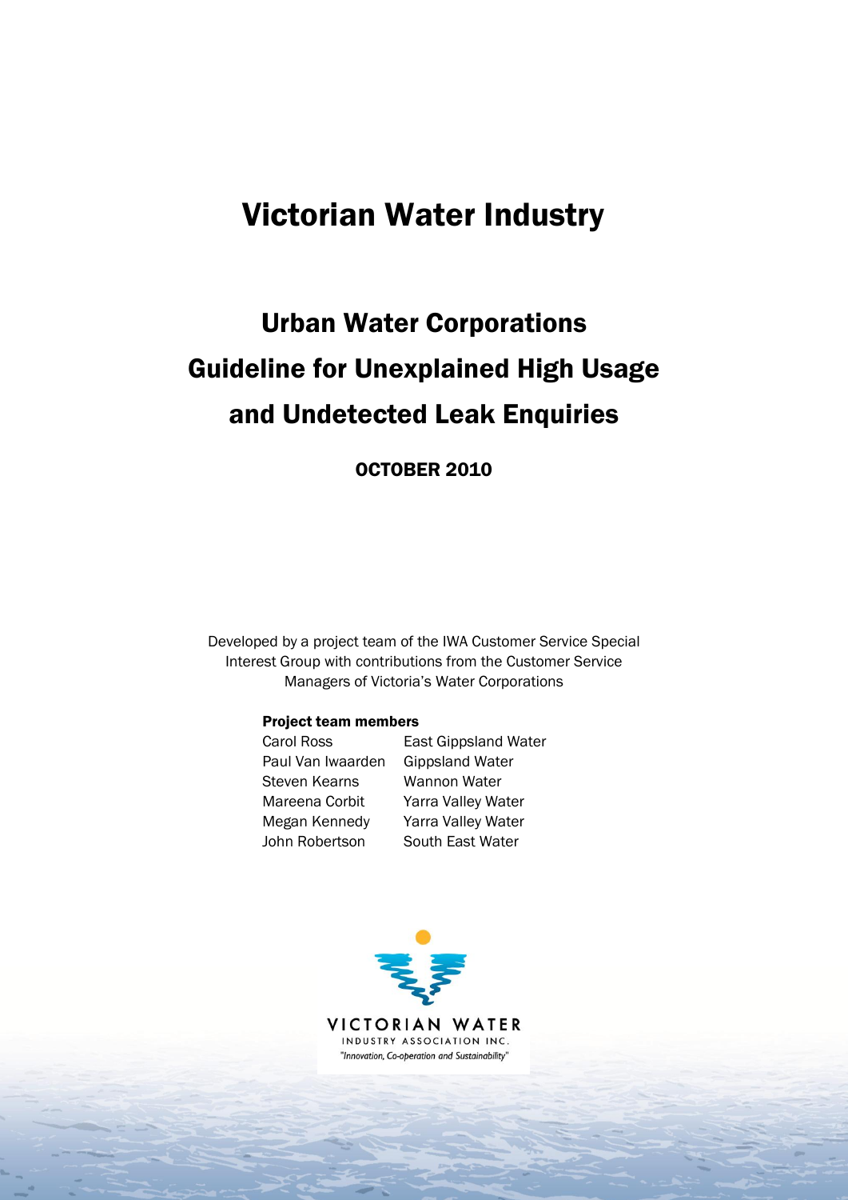# Victorian Water Industry

## Urban Water Corporations Guideline for Unexplained High Usage and Undetected Leak Enquiries

**OCTOBER 2010**

Developed by a project team of the IWA Customer Service Special Interest Group with contributions from the Customer Service Managers of Victoria's Water Corporations

**Project team members**

| | |
|---|---|
| Carol Ross | East Gippsland Water |
| Paul Van Iwaarden | Gippsland Water |
| Steven Kearns | Wannon Water |
| Mareena Corbit | Yarra Valley Water |
| Megan Kennedy | Yarra Valley Water |
| John Robertson | South East Water |

VICTORIAN WATER INDUSTRY ASSOCIATION INC.

*"Innovation, Co-operation and Sustainability"*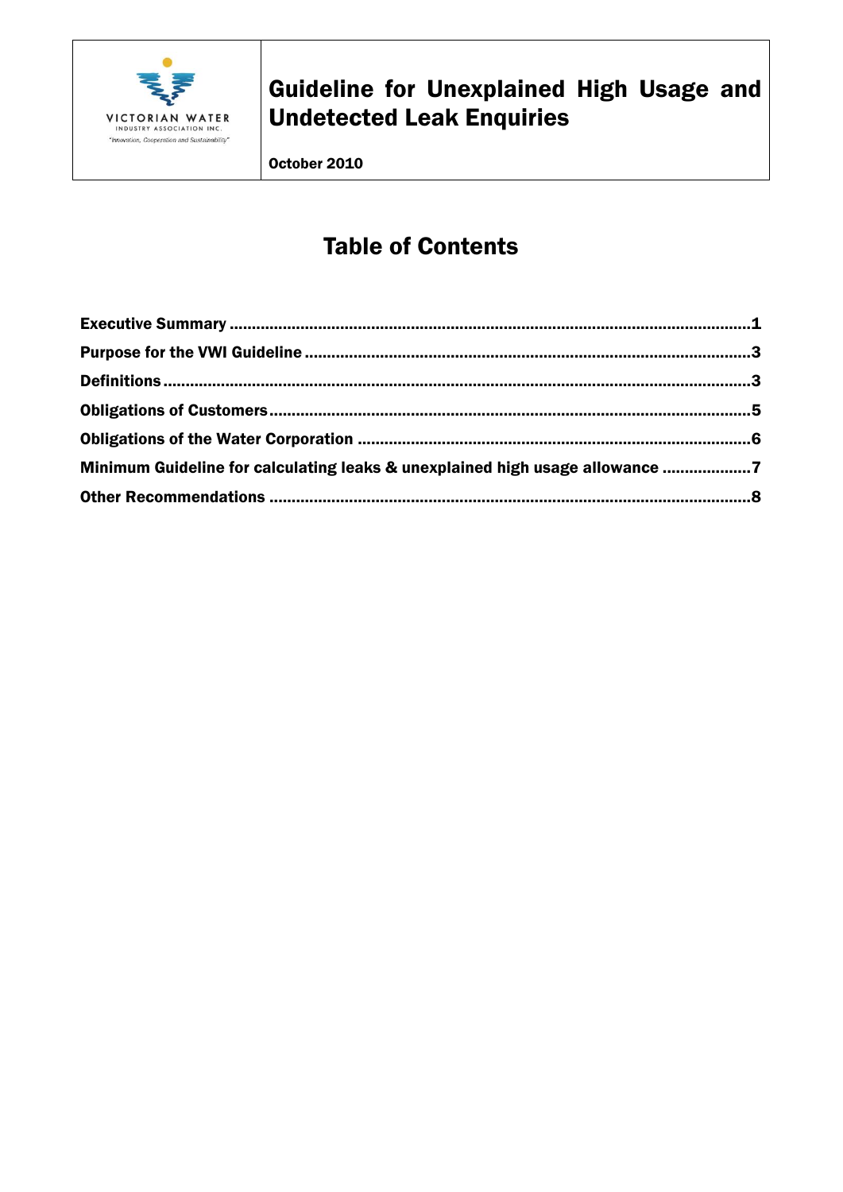VICTORIAN WATER INDUSTRY ASSOCIATION INC.
"Innovation, Cooperation and Sustainability"

# Guideline for Unexplained High Usage and Undetected Leak Enquiries

**October 2010**

## Table of Contents

**Executive Summary** .......... **1**

**Purpose for the VWI Guideline** .......... **3**

**Definitions** .......... **3**

**Obligations of Customers** .......... **5**

**Obligations of the Water Corporation** .......... **6**

**Minimum Guideline for calculating leaks & unexplained high usage allowance** .......... **7**

**Other Recommendations** .......... **8**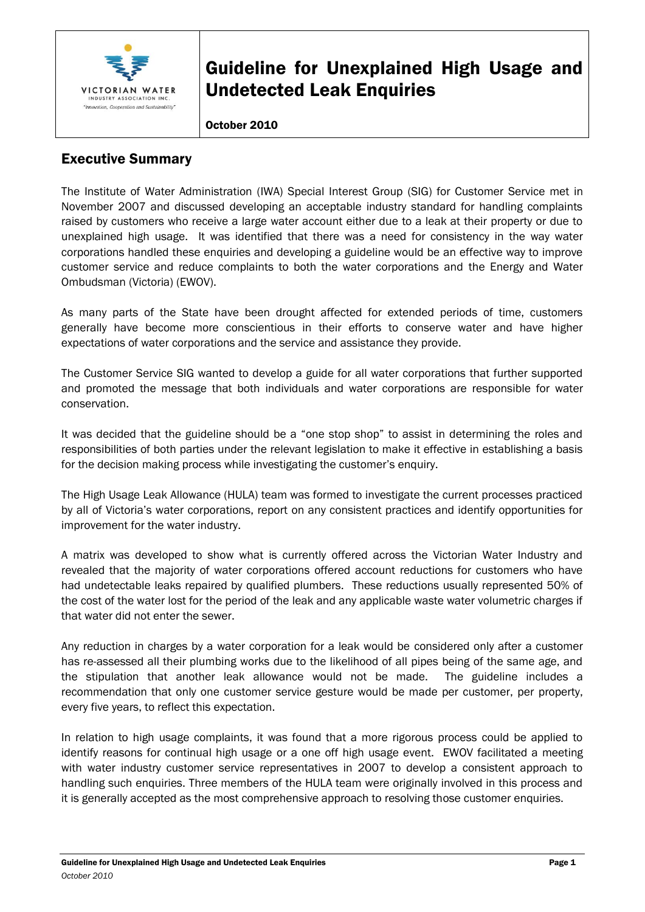# Guideline for Unexplained High Usage and Undetected Leak Enquiries

**October 2010**

## Executive Summary

The Institute of Water Administration (IWA) Special Interest Group (SIG) for Customer Service met in November 2007 and discussed developing an acceptable industry standard for handling complaints raised by customers who receive a large water account either due to a leak at their property or due to unexplained high usage. It was identified that there was a need for consistency in the way water corporations handled these enquiries and developing a guideline would be an effective way to improve customer service and reduce complaints to both the water corporations and the Energy and Water Ombudsman (Victoria) (EWOV).

As many parts of the State have been drought affected for extended periods of time, customers generally have become more conscientious in their efforts to conserve water and have higher expectations of water corporations and the service and assistance they provide.

The Customer Service SIG wanted to develop a guide for all water corporations that further supported and promoted the message that both individuals and water corporations are responsible for water conservation.

It was decided that the guideline should be a "one stop shop" to assist in determining the roles and responsibilities of both parties under the relevant legislation to make it effective in establishing a basis for the decision making process while investigating the customer's enquiry.

The High Usage Leak Allowance (HULA) team was formed to investigate the current processes practiced by all of Victoria's water corporations, report on any consistent practices and identify opportunities for improvement for the water industry.

A matrix was developed to show what is currently offered across the Victorian Water Industry and revealed that the majority of water corporations offered account reductions for customers who have had undetectable leaks repaired by qualified plumbers. These reductions usually represented 50% of the cost of the water lost for the period of the leak and any applicable waste water volumetric charges if that water did not enter the sewer.

Any reduction in charges by a water corporation for a leak would be considered only after a customer has re-assessed all their plumbing works due to the likelihood of all pipes being of the same age, and the stipulation that another leak allowance would not be made. The guideline includes a recommendation that only one customer service gesture would be made per customer, per property, every five years, to reflect this expectation.

In relation to high usage complaints, it was found that a more rigorous process could be applied to identify reasons for continual high usage or a one off high usage event. EWOV facilitated a meeting with water industry customer service representatives in 2007 to develop a consistent approach to handling such enquiries. Three members of the HULA team were originally involved in this process and it is generally accepted as the most comprehensive approach to resolving those customer enquiries.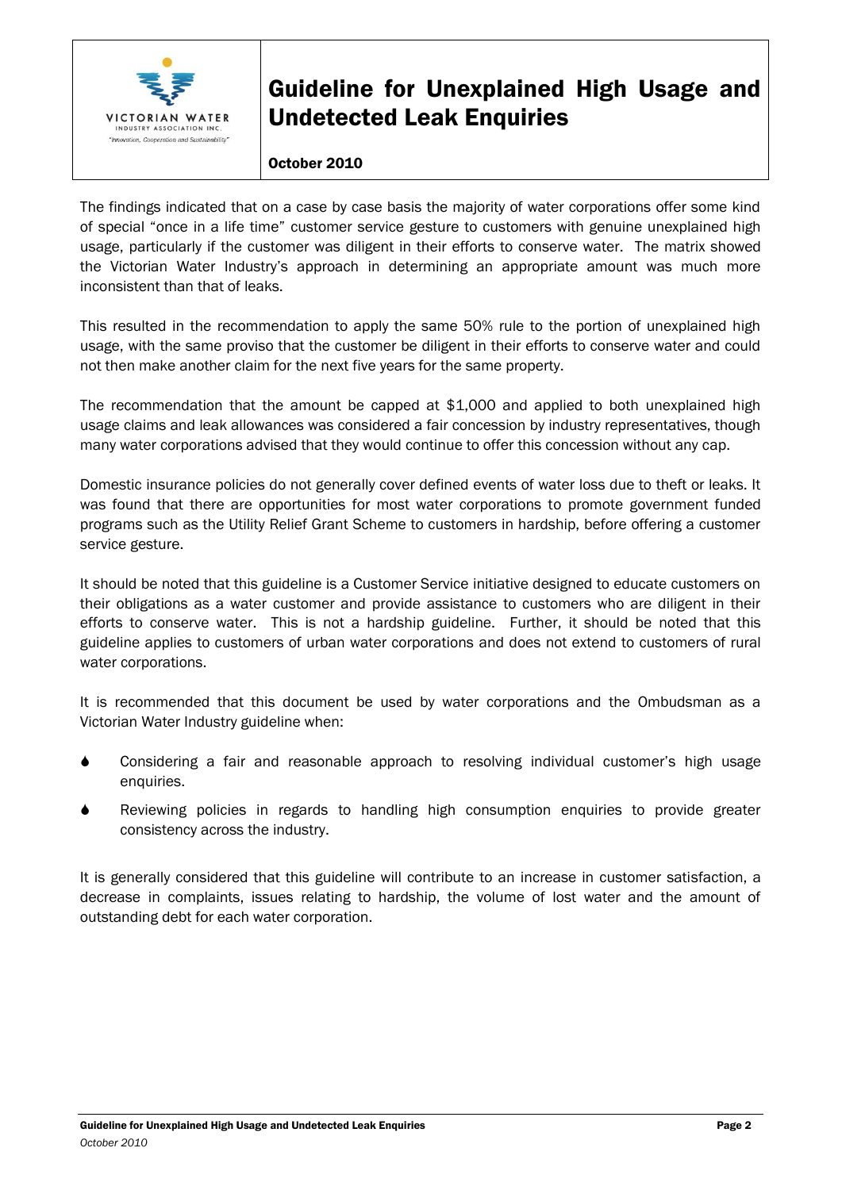The findings indicated that on a case by case basis the majority of water corporations offer some kind of special "once in a life time" customer service gesture to customers with genuine unexplained high usage, particularly if the customer was diligent in their efforts to conserve water. The matrix showed the Victorian Water Industry's approach in determining an appropriate amount was much more inconsistent than that of leaks.

This resulted in the recommendation to apply the same 50% rule to the portion of unexplained high usage, with the same proviso that the customer be diligent in their efforts to conserve water and could not then make another claim for the next five years for the same property.

The recommendation that the amount be capped at $1,000 and applied to both unexplained high usage claims and leak allowances was considered a fair concession by industry representatives, though many water corporations advised that they would continue to offer this concession without any cap.

Domestic insurance policies do not generally cover defined events of water loss due to theft or leaks. It was found that there are opportunities for most water corporations to promote government funded programs such as the Utility Relief Grant Scheme to customers in hardship, before offering a customer service gesture.

It should be noted that this guideline is a Customer Service initiative designed to educate customers on their obligations as a water customer and provide assistance to customers who are diligent in their efforts to conserve water. This is not a hardship guideline. Further, it should be noted that this guideline applies to customers of urban water corporations and does not extend to customers of rural water corporations.

It is recommended that this document be used by water corporations and the Ombudsman as a Victorian Water Industry guideline when:

- Considering a fair and reasonable approach to resolving individual customer's high usage enquiries.
- Reviewing policies in regards to handling high consumption enquiries to provide greater consistency across the industry.

It is generally considered that this guideline will contribute to an increase in customer satisfaction, a decrease in complaints, issues relating to hardship, the volume of lost water and the amount of outstanding debt for each water corporation.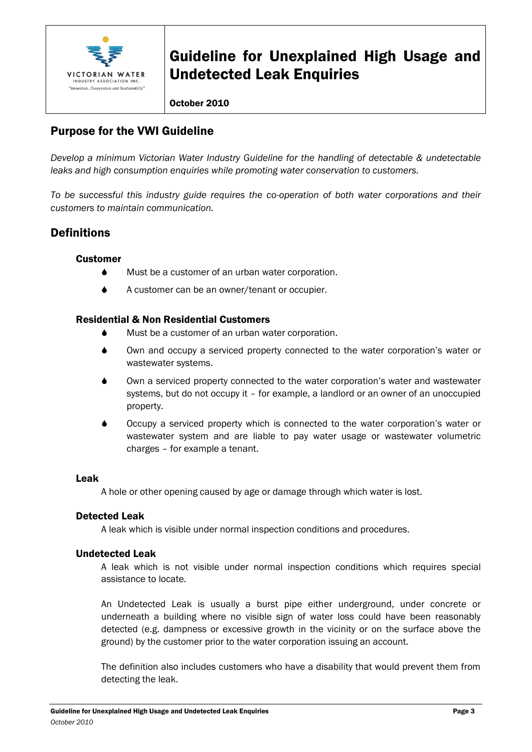# Guideline for Unexplained High Usage and Undetected Leak Enquiries

**October 2010**

## Purpose for the VWI Guideline

*Develop a minimum Victorian Water Industry Guideline for the handling of detectable & undetectable leaks and high consumption enquiries while promoting water conservation to customers.*

*To be successful this industry guide requires the co-operation of both water corporations and their customers to maintain communication.*

## Definitions

### Customer

- Must be a customer of an urban water corporation.
- A customer can be an owner/tenant or occupier.

### Residential & Non Residential Customers

- Must be a customer of an urban water corporation.
- Own and occupy a serviced property connected to the water corporation's water or wastewater systems.
- Own a serviced property connected to the water corporation's water and wastewater systems, but do not occupy it – for example, a landlord or an owner of an unoccupied property.
- Occupy a serviced property which is connected to the water corporation's water or wastewater system and are liable to pay water usage or wastewater volumetric charges – for example a tenant.

### Leak

A hole or other opening caused by age or damage through which water is lost.

### Detected Leak

A leak which is visible under normal inspection conditions and procedures.

### Undetected Leak

A leak which is not visible under normal inspection conditions which requires special assistance to locate.

An Undetected Leak is usually a burst pipe either underground, under concrete or underneath a building where no visible sign of water loss could have been reasonably detected (e.g. dampness or excessive growth in the vicinity or on the surface above the ground) by the customer prior to the water corporation issuing an account.

The definition also includes customers who have a disability that would prevent them from detecting the leak.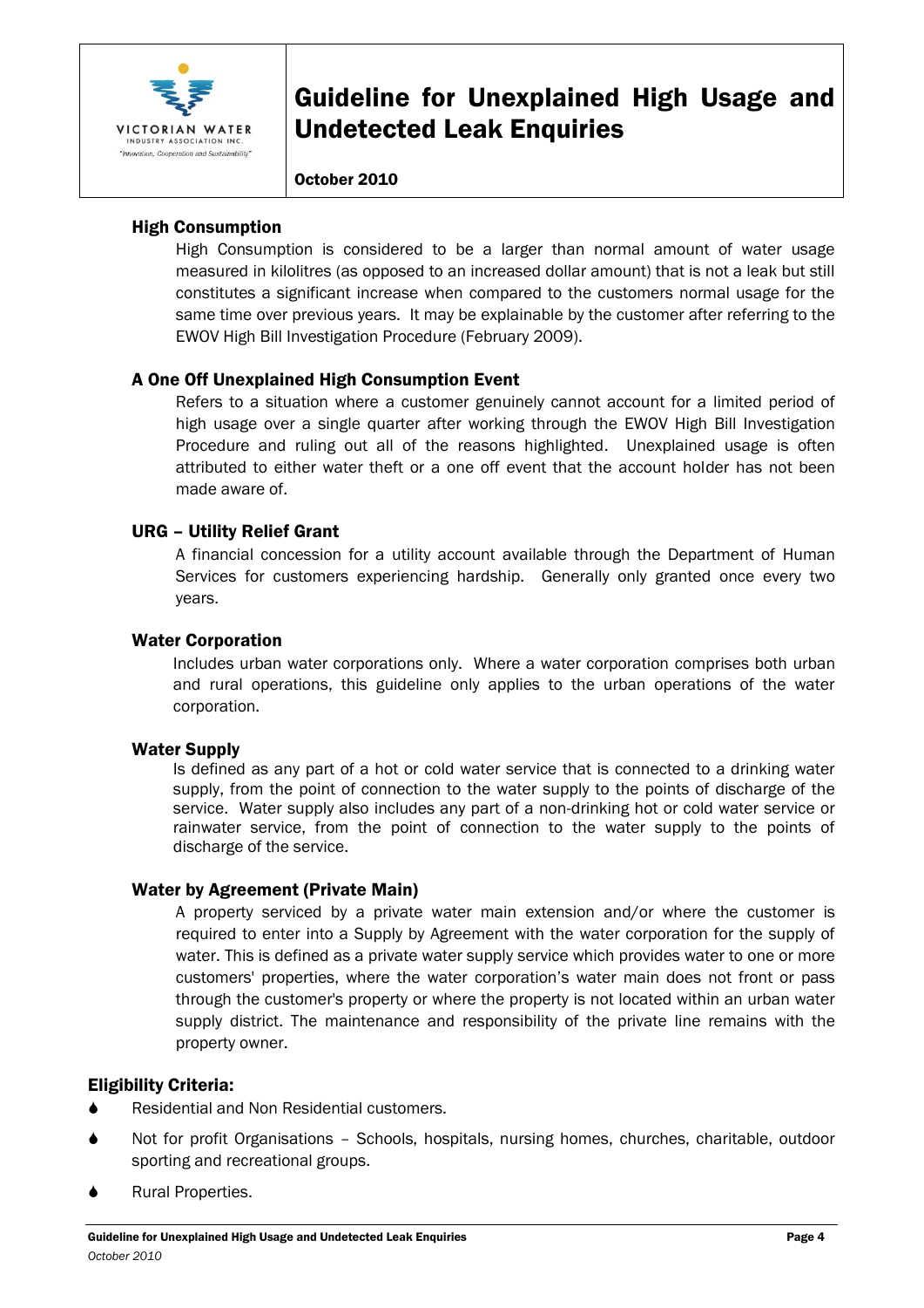### High Consumption

High Consumption is considered to be a larger than normal amount of water usage measured in kilolitres (as opposed to an increased dollar amount) that is not a leak but still constitutes a significant increase when compared to the customers normal usage for the same time over previous years. It may be explainable by the customer after referring to the EWOV High Bill Investigation Procedure (February 2009).

### A One Off Unexplained High Consumption Event

Refers to a situation where a customer genuinely cannot account for a limited period of high usage over a single quarter after working through the EWOV High Bill Investigation Procedure and ruling out all of the reasons highlighted. Unexplained usage is often attributed to either water theft or a one off event that the account holder has not been made aware of.

### URG – Utility Relief Grant

A financial concession for a utility account available through the Department of Human Services for customers experiencing hardship. Generally only granted once every two years.

### Water Corporation

Includes urban water corporations only. Where a water corporation comprises both urban and rural operations, this guideline only applies to the urban operations of the water corporation.

### Water Supply

Is defined as any part of a hot or cold water service that is connected to a drinking water supply, from the point of connection to the water supply to the points of discharge of the service. Water supply also includes any part of a non-drinking hot or cold water service or rainwater service, from the point of connection to the water supply to the points of discharge of the service.

### Water by Agreement (Private Main)

A property serviced by a private water main extension and/or where the customer is required to enter into a Supply by Agreement with the water corporation for the supply of water. This is defined as a private water supply service which provides water to one or more customers' properties, where the water corporation's water main does not front or pass through the customer's property or where the property is not located within an urban water supply district. The maintenance and responsibility of the private line remains with the property owner.

## Eligibility Criteria:

- Residential and Non Residential customers.
- Not for profit Organisations – Schools, hospitals, nursing homes, churches, charitable, outdoor sporting and recreational groups.
- Rural Properties.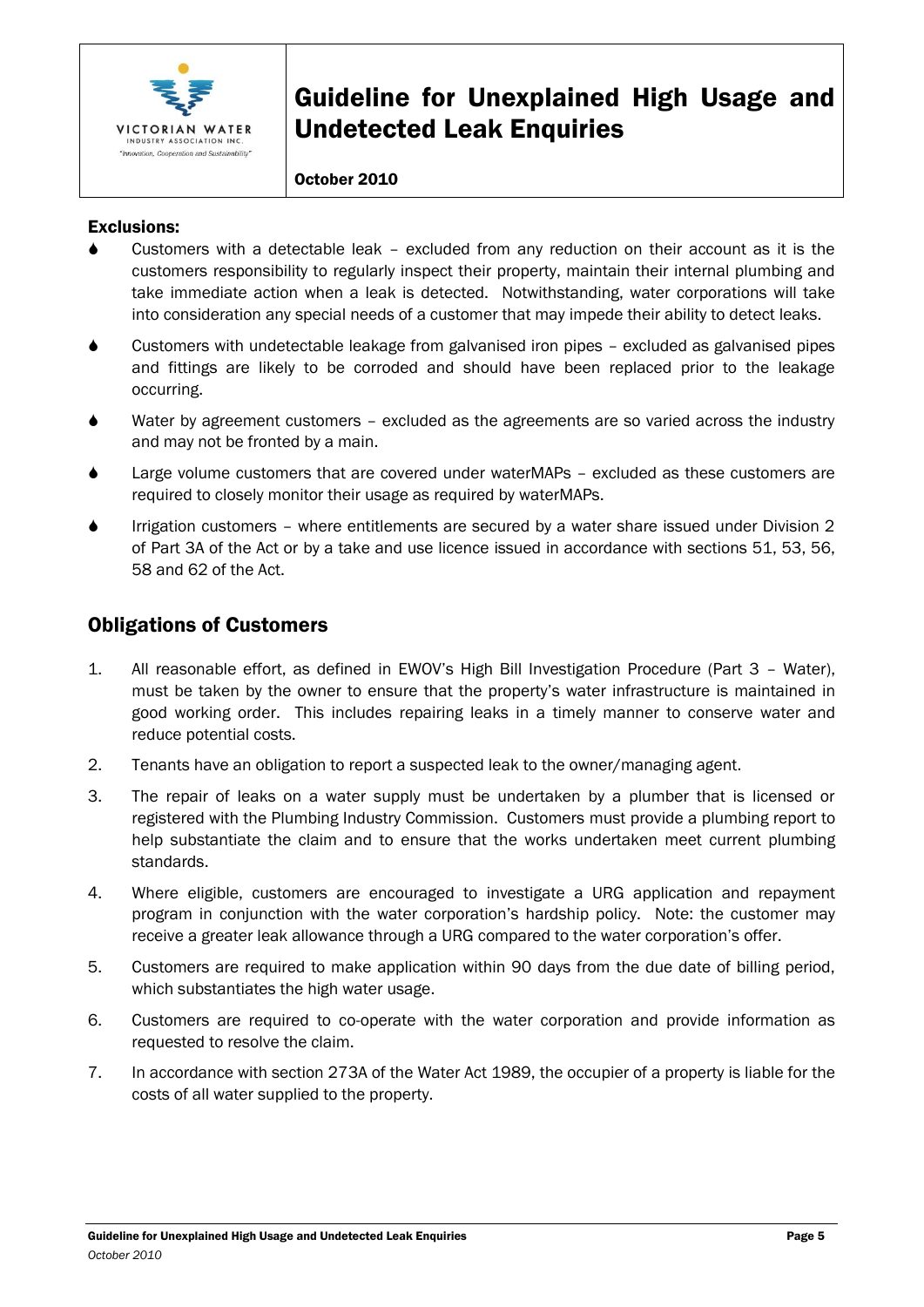**Exclusions:**

- Customers with a detectable leak – excluded from any reduction on their account as it is the customers responsibility to regularly inspect their property, maintain their internal plumbing and take immediate action when a leak is detected. Notwithstanding, water corporations will take into consideration any special needs of a customer that may impede their ability to detect leaks.
- Customers with undetectable leakage from galvanised iron pipes – excluded as galvanised pipes and fittings are likely to be corroded and should have been replaced prior to the leakage occurring.
- Water by agreement customers – excluded as the agreements are so varied across the industry and may not be fronted by a main.
- Large volume customers that are covered under waterMAPs – excluded as these customers are required to closely monitor their usage as required by waterMAPs.
- Irrigation customers – where entitlements are secured by a water share issued under Division 2 of Part 3A of the Act or by a take and use licence issued in accordance with sections 51, 53, 56, 58 and 62 of the Act.

## Obligations of Customers

1. All reasonable effort, as defined in EWOV's High Bill Investigation Procedure (Part 3 – Water), must be taken by the owner to ensure that the property's water infrastructure is maintained in good working order. This includes repairing leaks in a timely manner to conserve water and reduce potential costs.
2. Tenants have an obligation to report a suspected leak to the owner/managing agent.
3. The repair of leaks on a water supply must be undertaken by a plumber that is licensed or registered with the Plumbing Industry Commission. Customers must provide a plumbing report to help substantiate the claim and to ensure that the works undertaken meet current plumbing standards.
4. Where eligible, customers are encouraged to investigate a URG application and repayment program in conjunction with the water corporation's hardship policy. Note: the customer may receive a greater leak allowance through a URG compared to the water corporation's offer.
5. Customers are required to make application within 90 days from the due date of billing period, which substantiates the high water usage.
6. Customers are required to co-operate with the water corporation and provide information as requested to resolve the claim.
7. In accordance with section 273A of the Water Act 1989, the occupier of a property is liable for the costs of all water supplied to the property.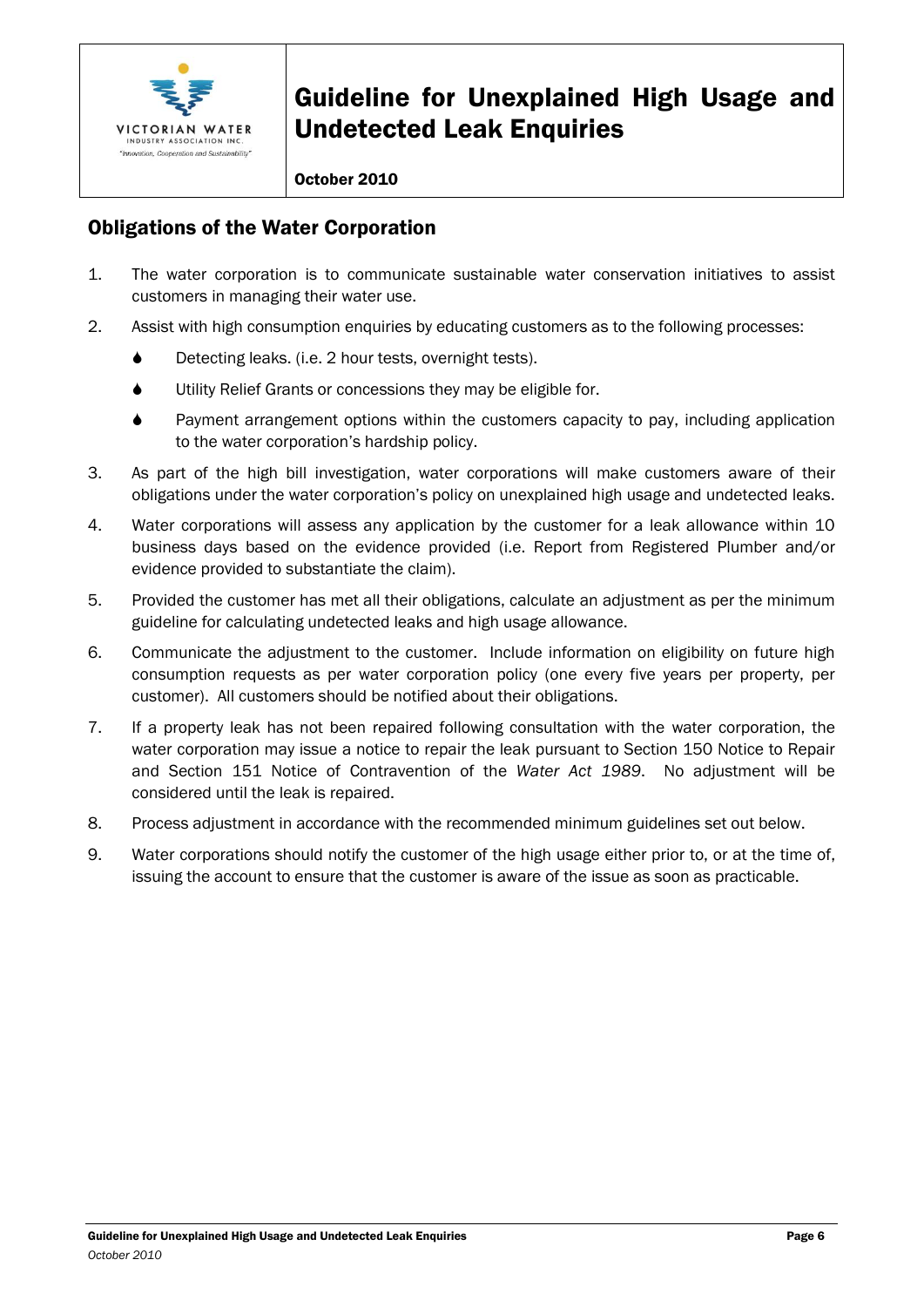## Obligations of the Water Corporation

1. The water corporation is to communicate sustainable water conservation initiatives to assist customers in managing their water use.
2. Assist with high consumption enquiries by educating customers as to the following processes:
   - Detecting leaks. (i.e. 2 hour tests, overnight tests).
   - Utility Relief Grants or concessions they may be eligible for.
   - Payment arrangement options within the customers capacity to pay, including application to the water corporation's hardship policy.
3. As part of the high bill investigation, water corporations will make customers aware of their obligations under the water corporation's policy on unexplained high usage and undetected leaks.
4. Water corporations will assess any application by the customer for a leak allowance within 10 business days based on the evidence provided (i.e. Report from Registered Plumber and/or evidence provided to substantiate the claim).
5. Provided the customer has met all their obligations, calculate an adjustment as per the minimum guideline for calculating undetected leaks and high usage allowance.
6. Communicate the adjustment to the customer. Include information on eligibility on future high consumption requests as per water corporation policy (one every five years per property, per customer). All customers should be notified about their obligations.
7. If a property leak has not been repaired following consultation with the water corporation, the water corporation may issue a notice to repair the leak pursuant to Section 150 Notice to Repair and Section 151 Notice of Contravention of the *Water Act 1989*. No adjustment will be considered until the leak is repaired.
8. Process adjustment in accordance with the recommended minimum guidelines set out below.
9. Water corporations should notify the customer of the high usage either prior to, or at the time of, issuing the account to ensure that the customer is aware of the issue as soon as practicable.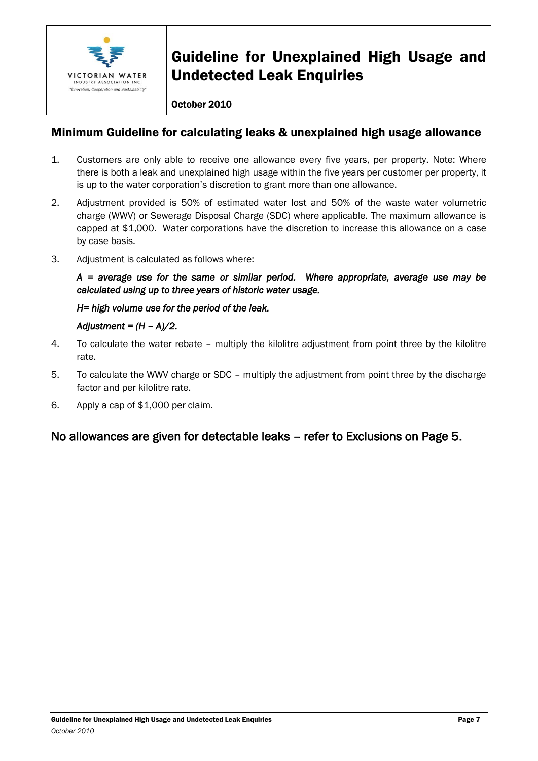## Minimum Guideline for calculating leaks & unexplained high usage allowance

1. Customers are only able to receive one allowance every five years, per property. Note: Where there is both a leak and unexplained high usage within the five years per customer per property, it is up to the water corporation's discretion to grant more than one allowance.
2. Adjustment provided is 50% of estimated water lost and 50% of the waste water volumetric charge (WWV) or Sewerage Disposal Charge (SDC) where applicable. The maximum allowance is capped at $1,000. Water corporations have the discretion to increase this allowance on a case by case basis.
3. Adjustment is calculated as follows where:

   ***A = average use for the same or similar period. Where appropriate, average use may be calculated using up to three years of historic water usage.***

   ***H= high volume use for the period of the leak.***

   ***Adjustment = (H – A)/2.***
4. To calculate the water rebate – multiply the kilolitre adjustment from point three by the kilolitre rate.
5. To calculate the WWV charge or SDC – multiply the adjustment from point three by the discharge factor and per kilolitre rate.
6. Apply a cap of $1,000 per claim.

## No allowances are given for detectable leaks – refer to Exclusions on Page 5.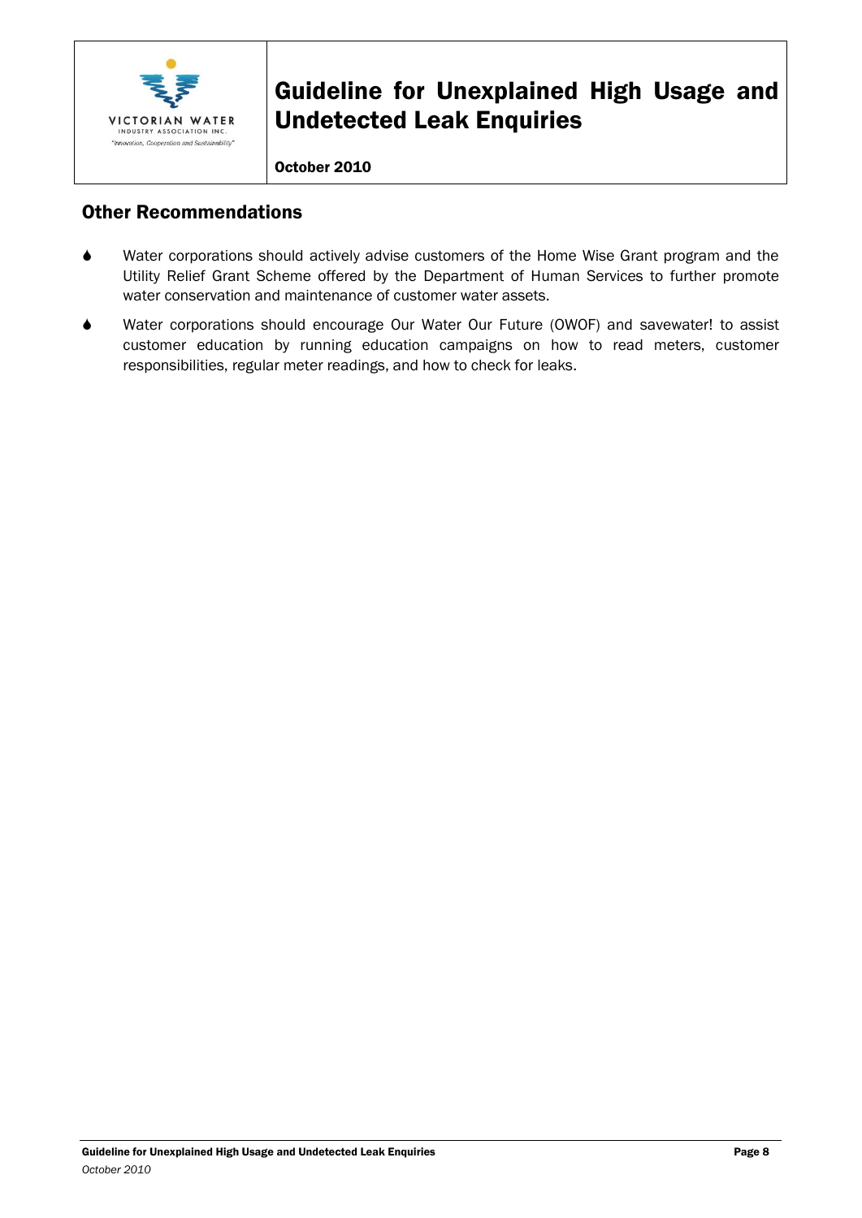## Other Recommendations

- Water corporations should actively advise customers of the Home Wise Grant program and the Utility Relief Grant Scheme offered by the Department of Human Services to further promote water conservation and maintenance of customer water assets.
- Water corporations should encourage Our Water Our Future (OWOF) and savewater! to assist customer education by running education campaigns on how to read meters, customer responsibilities, regular meter readings, and how to check for leaks.